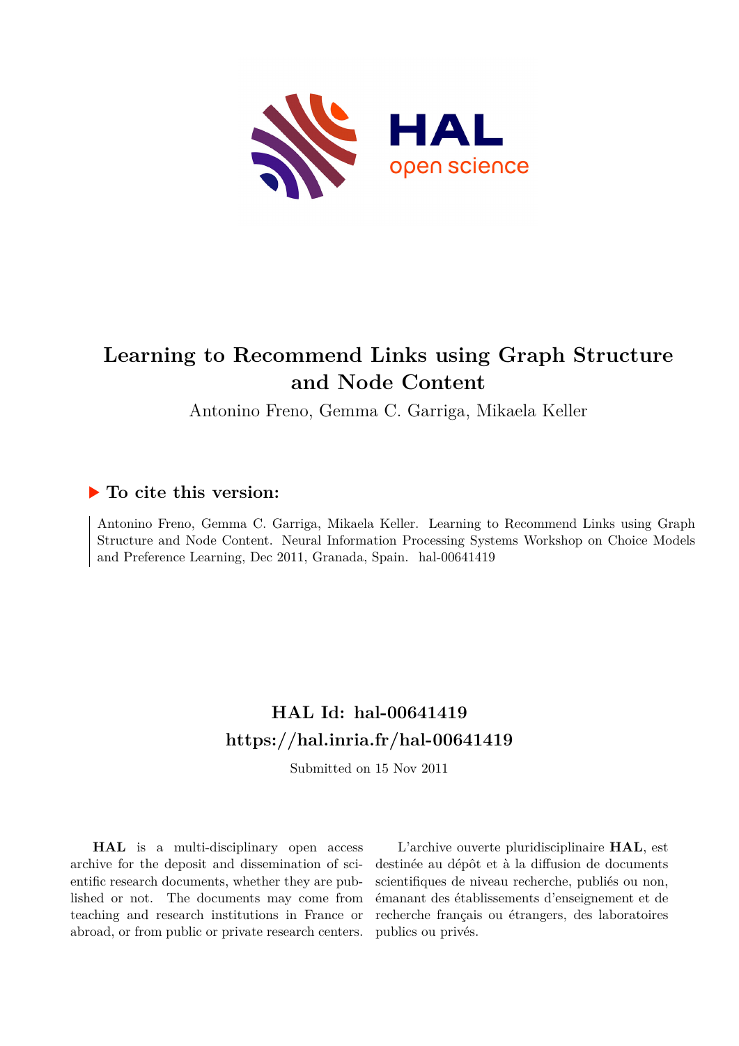# Learning to Recommend Links using Graph Structure and Node Content

Antonino Freno, Gemma C. Garriga, Mikaela Keller

## ▶ To cite this version:

Antonino Freno, Gemma C. Garriga, Mikaela Keller. Learning to Recommend Links using Graph Structure and Node Content. Neural Information Processing Systems Workshop on Choice Models and Preference Learning, Dec 2011, Granada, Spain. hal-00641419

## HAL Id: hal-00641419

## https://hal.inria.fr/hal-00641419

Submitted on 15 Nov 2011

**HAL** is a multi-disciplinary open access archive for the deposit and dissemination of scientific research documents, whether they are published or not. The documents may come from teaching and research institutions in France or abroad, or from public or private research centers.

L'archive ouverte pluridisciplinaire **HAL**, est destinée au dépôt et à la diffusion de documents scientifiques de niveau recherche, publiés ou non, émanant des établissements d'enseignement et de recherche français ou étrangers, des laboratoires publics ou privés.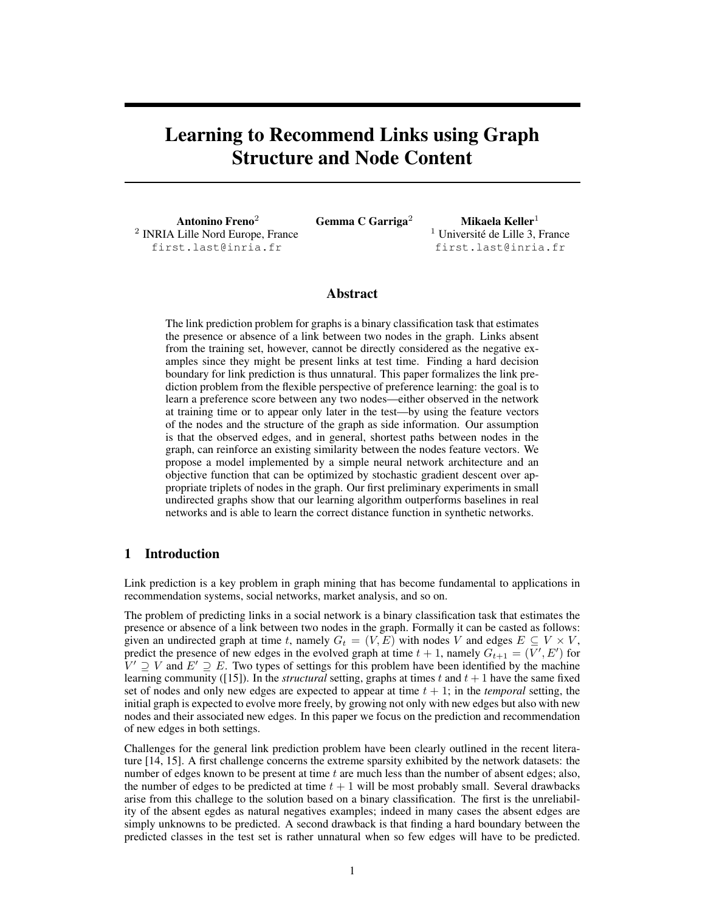# Learning to Recommend Links using Graph Structure and Node Content

**Antonino Freno**[2]
[2] INRIA Lille Nord Europe, France
first.last@inria.fr

**Gemma C Garriga**[2]

**Mikaela Keller**[1]
[1] Université de Lille 3, France
first.last@inria.fr

## Abstract

The link prediction problem for graphs is a binary classification task that estimates the presence or absence of a link between two nodes in the graph. Links absent from the training set, however, cannot be directly considered as the negative examples since they might be present links at test time. Finding a hard decision boundary for link prediction is thus unnatural. This paper formalizes the link prediction problem from the flexible perspective of preference learning: the goal is to learn a preference score between any two nodes—either observed in the network at training time or to appear only later in the test—by using the feature vectors of the nodes and the structure of the graph as side information. Our assumption is that the observed edges, and in general, shortest paths between nodes in the graph, can reinforce an existing similarity between the nodes feature vectors. We propose a model implemented by a simple neural network architecture and an objective function that can be optimized by stochastic gradient descent over appropriate triplets of nodes in the graph. Our first preliminary experiments in small undirected graphs show that our learning algorithm outperforms baselines in real networks and is able to learn the correct distance function in synthetic networks.

## 1 Introduction

Link prediction is a key problem in graph mining that has become fundamental to applications in recommendation systems, social networks, market analysis, and so on.

The problem of predicting links in a social network is a binary classification task that estimates the presence or absence of a link between two nodes in the graph. Formally it can be casted as follows: given an undirected graph at time $t$, namely $G_t = (V, E)$ with nodes $V$ and edges $E \subseteq V \times V$, predict the presence of new edges in the evolved graph at time $t + 1$, namely $G_{t+1} = (V', E')$ for $V' \supseteq V$ and $E' \supseteq E$. Two types of settings for this problem have been identified by the machine learning community ([15]). In the *structural* setting, graphs at times $t$ and $t + 1$ have the same fixed set of nodes and only new edges are expected to appear at time $t + 1$; in the *temporal* setting, the initial graph is expected to evolve more freely, by growing not only with new edges but also with new nodes and their associated new edges. In this paper we focus on the prediction and recommendation of new edges in both settings.

Challenges for the general link prediction problem have been clearly outlined in the recent literature [14, 15]. A first challenge concerns the extreme sparsity exhibited by the network datasets: the number of edges known to be present at time $t$ are much less than the number of absent edges; also, the number of edges to be predicted at time $t + 1$ will be most probably small. Several drawbacks arise from this challege to the solution based on a binary classification. The first is the unreliability of the absent egdes as natural negatives examples; indeed in many cases the absent edges are simply unknowns to be predicted. A second drawback is that finding a hard boundary between the predicted classes in the test set is rather unnatural when so few edges will have to be predicted.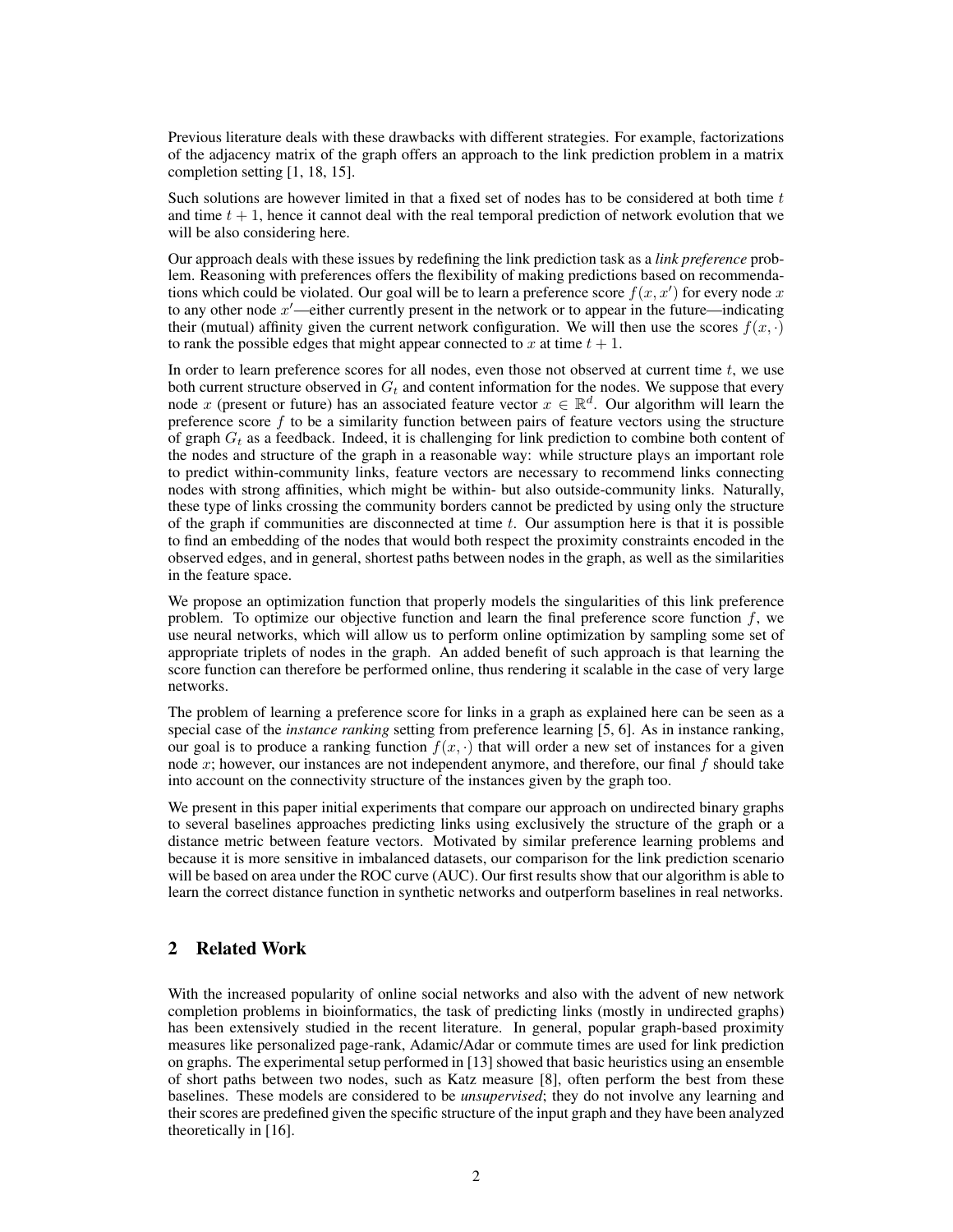Previous literature deals with these drawbacks with different strategies. For example, factorizations of the adjacency matrix of the graph offers an approach to the link prediction problem in a matrix completion setting [1, 18, 15].

Such solutions are however limited in that a fixed set of nodes has to be considered at both time $t$ and time $t+1$, hence it cannot deal with the real temporal prediction of network evolution that we will be also considering here.

Our approach deals with these issues by redefining the link prediction task as a *link preference* problem. Reasoning with preferences offers the flexibility of making predictions based on recommendations which could be violated. Our goal will be to learn a preference score $f(x, x')$ for every node $x$ to any other node $x'$—either currently present in the network or to appear in the future—indicating their (mutual) affinity given the current network configuration. We will then use the scores $f(x, \cdot)$ to rank the possible edges that might appear connected to $x$ at time $t+1$.

In order to learn preference scores for all nodes, even those not observed at current time $t$, we use both current structure observed in $G_t$ and content information for the nodes. We suppose that every node $x$ (present or future) has an associated feature vector $x \in \mathbb{R}^d$. Our algorithm will learn the preference score $f$ to be a similarity function between pairs of feature vectors using the structure of graph $G_t$ as a feedback. Indeed, it is challenging for link prediction to combine both content of the nodes and structure of the graph in a reasonable way: while structure plays an important role to predict within-community links, feature vectors are necessary to recommend links connecting nodes with strong affinities, which might be within- but also outside-community links. Naturally, these type of links crossing the community borders cannot be predicted by using only the structure of the graph if communities are disconnected at time $t$. Our assumption here is that it is possible to find an embedding of the nodes that would both respect the proximity constraints encoded in the observed edges, and in general, shortest paths between nodes in the graph, as well as the similarities in the feature space.

We propose an optimization function that properly models the singularities of this link preference problem. To optimize our objective function and learn the final preference score function $f$, we use neural networks, which will allow us to perform online optimization by sampling some set of appropriate triplets of nodes in the graph. An added benefit of such approach is that learning the score function can therefore be performed online, thus rendering it scalable in the case of very large networks.

The problem of learning a preference score for links in a graph as explained here can be seen as a special case of the *instance ranking* setting from preference learning [5, 6]. As in instance ranking, our goal is to produce a ranking function $f(x, \cdot)$ that will order a new set of instances for a given node $x$; however, our instances are not independent anymore, and therefore, our final $f$ should take into account on the connectivity structure of the instances given by the graph too.

We present in this paper initial experiments that compare our approach on undirected binary graphs to several baselines approaches predicting links using exclusively the structure of the graph or a distance metric between feature vectors. Motivated by similar preference learning problems and because it is more sensitive in imbalanced datasets, our comparison for the link prediction scenario will be based on area under the ROC curve (AUC). Our first results show that our algorithm is able to learn the correct distance function in synthetic networks and outperform baselines in real networks.

## 2 Related Work

With the increased popularity of online social networks and also with the advent of new network completion problems in bioinformatics, the task of predicting links (mostly in undirected graphs) has been extensively studied in the recent literature. In general, popular graph-based proximity measures like personalized page-rank, Adamic/Adar or commute times are used for link prediction on graphs. The experimental setup performed in [13] showed that basic heuristics using an ensemble of short paths between two nodes, such as Katz measure [8], often perform the best from these baselines. These models are considered to be *unsupervised*; they do not involve any learning and their scores are predefined given the specific structure of the input graph and they have been analyzed theoretically in [16].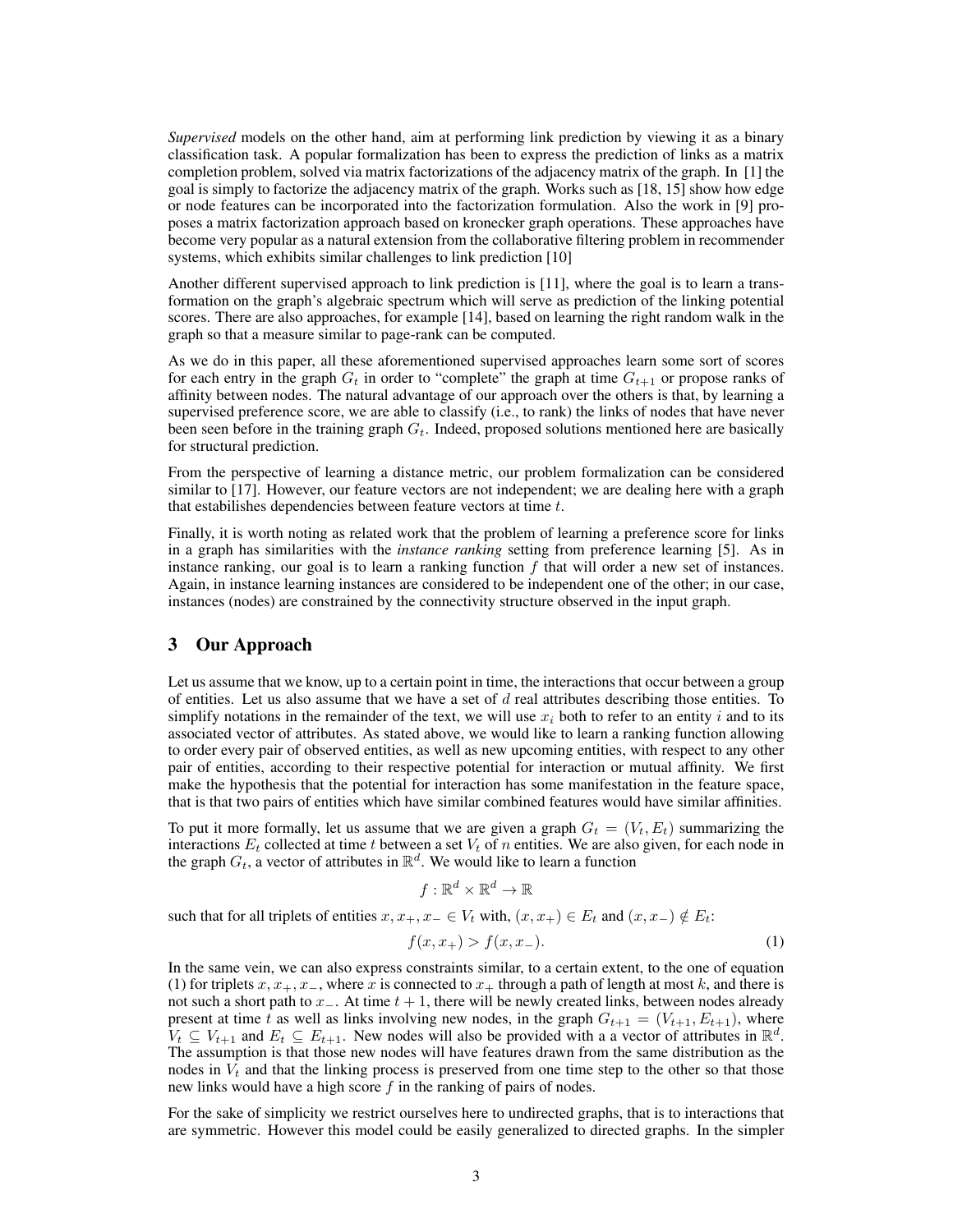*Supervised* models on the other hand, aim at performing link prediction by viewing it as a binary classification task. A popular formalization has been to express the prediction of links as a matrix completion problem, solved via matrix factorizations of the adjacency matrix of the graph. In [1] the goal is simply to factorize the adjacency matrix of the graph. Works such as [18, 15] show how edge or node features can be incorporated into the factorization formulation. Also the work in [9] proposes a matrix factorization approach based on kronecker graph operations. These approaches have become very popular as a natural extension from the collaborative filtering problem in recommender systems, which exhibits similar challenges to link prediction [10]

Another different supervised approach to link prediction is [11], where the goal is to learn a transformation on the graph's algebraic spectrum which will serve as prediction of the linking potential scores. There are also approaches, for example [14], based on learning the right random walk in the graph so that a measure similar to page-rank can be computed.

As we do in this paper, all these aforementioned supervised approaches learn some sort of scores for each entry in the graph $G_t$ in order to "complete" the graph at time $G_{t+1}$ or propose ranks of affinity between nodes. The natural advantage of our approach over the others is that, by learning a supervised preference score, we are able to classify (i.e., to rank) the links of nodes that have never been seen before in the training graph $G_t$. Indeed, proposed solutions mentioned here are basically for structural prediction.

From the perspective of learning a distance metric, our problem formalization can be considered similar to [17]. However, our feature vectors are not independent; we are dealing here with a graph that estabilishes dependencies between feature vectors at time $t$.

Finally, it is worth noting as related work that the problem of learning a preference score for links in a graph has similarities with the *instance ranking* setting from preference learning [5]. As in instance ranking, our goal is to learn a ranking function $f$ that will order a new set of instances. Again, in instance learning instances are considered to be independent one of the other; in our case, instances (nodes) are constrained by the connectivity structure observed in the input graph.

## 3 Our Approach

Let us assume that we know, up to a certain point in time, the interactions that occur between a group of entities. Let us also assume that we have a set of $d$ real attributes describing those entities. To simplify notations in the remainder of the text, we will use $x_i$ both to refer to an entity $i$ and to its associated vector of attributes. As stated above, we would like to learn a ranking function allowing to order every pair of observed entities, as well as new upcoming entities, with respect to any other pair of entities, according to their respective potential for interaction or mutual affinity. We first make the hypothesis that the potential for interaction has some manifestation in the feature space, that is that two pairs of entities which have similar combined features would have similar affinities.

To put it more formally, let us assume that we are given a graph $G_t = (V_t, E_t)$ summarizing the interactions $E_t$ collected at time $t$ between a set $V_t$ of $n$ entities. We are also given, for each node in the graph $G_t$, a vector of attributes in $\mathbb{R}^d$. We would like to learn a function

$$f : \mathbb{R}^d \times \mathbb{R}^d \to \mathbb{R}$$

such that for all triplets of entities $x, x_+, x_- \in V_t$ with, $(x, x_+) \in E_t$ and $(x, x_-) \notin E_t$:

$$f(x, x_+) > f(x, x_-). \tag{1}$$

In the same vein, we can also express constraints similar, to a certain extent, to the one of equation (1) for triplets $x, x_+, x_-$, where $x$ is connected to $x_+$ through a path of length at most $k$, and there is not such a short path to $x_-$. At time $t+1$, there will be newly created links, between nodes already present at time $t$ as well as links involving new nodes, in the graph $G_{t+1} = (V_{t+1}, E_{t+1})$, where $V_t \subseteq V_{t+1}$ and $E_t \subseteq E_{t+1}$. New nodes will also be provided with a a vector of attributes in $\mathbb{R}^d$. The assumption is that those new nodes will have features drawn from the same distribution as the nodes in $V_t$ and that the linking process is preserved from one time step to the other so that those new links would have a high score $f$ in the ranking of pairs of nodes.

For the sake of simplicity we restrict ourselves here to undirected graphs, that is to interactions that are symmetric. However this model could be easily generalized to directed graphs. In the simpler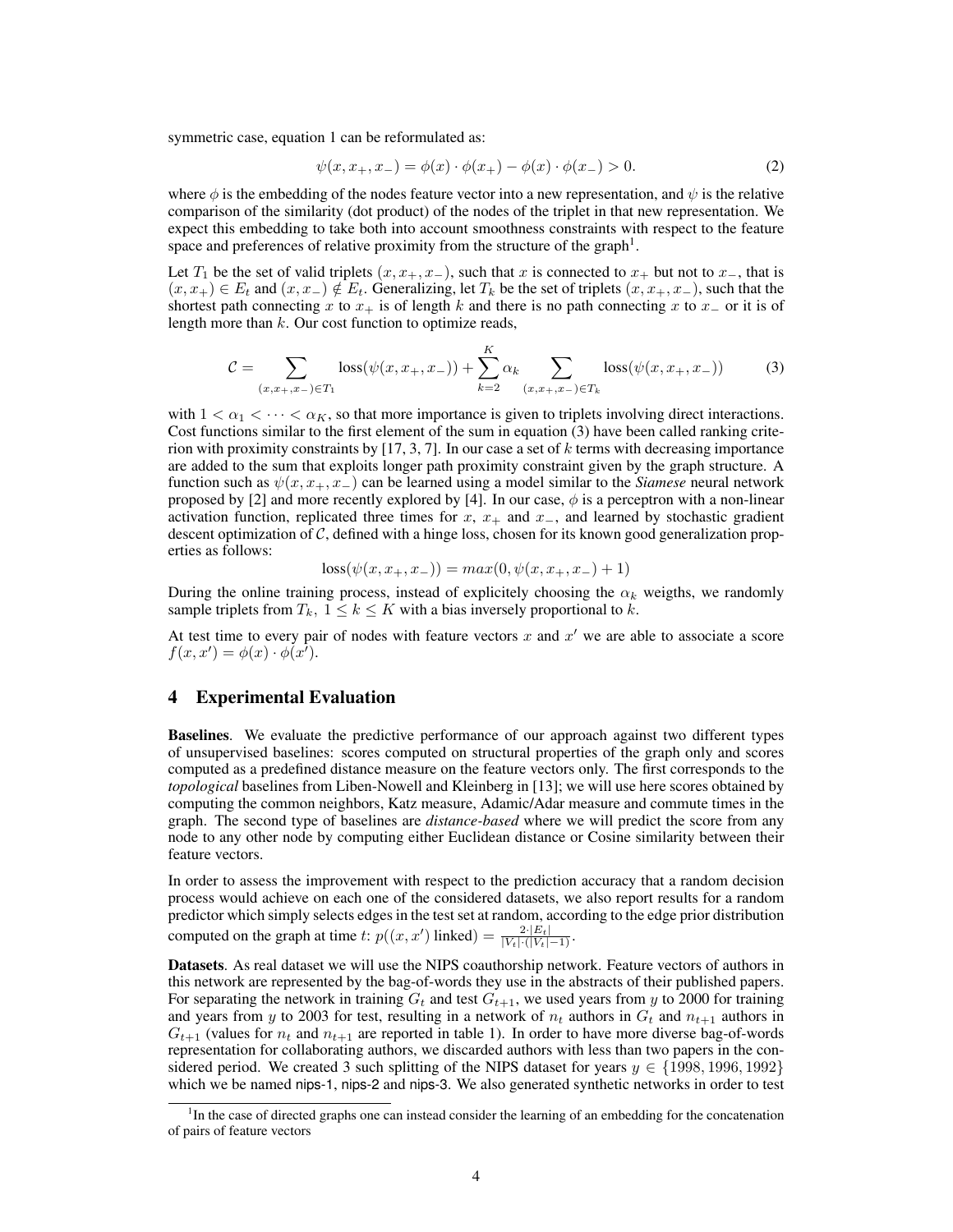symmetric case, equation 1 can be reformulated as:

$$\psi(x, x_+, x_-) = \phi(x) \cdot \phi(x_+) - \phi(x) \cdot \phi(x_-) > 0. \tag{2}$$

where $\phi$ is the embedding of the nodes feature vector into a new representation, and $\psi$ is the relative comparison of the similarity (dot product) of the nodes of the triplet in that new representation. We expect this embedding to take both into account smoothness constraints with respect to the feature space and preferences of relative proximity from the structure of the graph[1].

Let $T_1$ be the set of valid triplets $(x, x_+, x_-)$, such that $x$ is connected to $x_+$ but not to $x_-$, that is $(x, x_+) \in E_t$ and $(x, x_-) \notin E_t$. Generalizing, let $T_k$ be the set of triplets $(x, x_+, x_-)$, such that the shortest path connecting $x$ to $x_+$ is of length $k$ and there is no path connecting $x$ to $x_-$ or it is of length more than $k$. Our cost function to optimize reads,

$$\mathcal{C} = \sum_{(x,x_+,x_-) \in T_1} \text{loss}(\psi(x, x_+, x_-)) + \sum_{k=2}^{K} \alpha_k \sum_{(x,x_+,x_-) \in T_k} \text{loss}(\psi(x, x_+, x_-)) \tag{3}$$

with $1 < \alpha_1 < \cdots < \alpha_K$, so that more importance is given to triplets involving direct interactions. Cost functions similar to the first element of the sum in equation (3) have been called ranking criterion with proximity constraints by [17, 3, 7]. In our case a set of $k$ terms with decreasing importance are added to the sum that exploits longer path proximity constraint given by the graph structure. A function such as $\psi(x, x_+, x_-)$ can be learned using a model similar to the *Siamese* neural network proposed by [2] and more recently explored by [4]. In our case, $\phi$ is a perceptron with a non-linear activation function, replicated three times for $x$, $x_+$ and $x_-$, and learned by stochastic gradient descent optimization of $\mathcal{C}$, defined with a hinge loss, chosen for its known good generalization properties as follows:

$$\text{loss}(\psi(x, x_+, x_-)) = max(0, \psi(x, x_+, x_-) + 1)$$

During the online training process, instead of explicitely choosing the $\alpha_k$ weigths, we randomly sample triplets from $T_k$, $1 \leq k \leq K$ with a bias inversely proportional to $k$.

At test time to every pair of nodes with feature vectors $x$ and $x'$ we are able to associate a score $f(x, x') = \phi(x) \cdot \phi(x')$.

## 4 Experimental Evaluation

**Baselines**. We evaluate the predictive performance of our approach against two different types of unsupervised baselines: scores computed on structural properties of the graph only and scores computed as a predefined distance measure on the feature vectors only. The first corresponds to the *topological* baselines from Liben-Nowell and Kleinberg in [13]; we will use here scores obtained by computing the common neighbors, Katz measure, Adamic/Adar measure and commute times in the graph. The second type of baselines are *distance-based* where we will predict the score from any node to any other node by computing either Euclidean distance or Cosine similarity between their feature vectors.

In order to assess the improvement with respect to the prediction accuracy that a random decision process would achieve on each one of the considered datasets, we also report results for a random predictor which simply selects edges in the test set at random, according to the edge prior distribution computed on the graph at time $t$: $p((x, x') \text{ linked}) = \frac{2 \cdot |E_t|}{|V_t| \cdot (|V_t| - 1)}$.

**Datasets**. As real dataset we will use the NIPS coauthorship network. Feature vectors of authors in this network are represented by the bag-of-words they use in the abstracts of their published papers. For separating the network in training $G_t$ and test $G_{t+1}$, we used years from $y$ to 2000 for training and years from $y$ to 2003 for test, resulting in a network of $n_t$ authors in $G_t$ and $n_{t+1}$ authors in $G_{t+1}$ (values for $n_t$ and $n_{t+1}$ are reported in table 1). In order to have more diverse bag-of-words representation for collaborating authors, we discarded authors with less than two papers in the considered period. We created 3 such splitting of the NIPS dataset for years $y \in \{1998, 1996, 1992\}$ which we be named nips-1, nips-2 and nips-3. We also generated synthetic networks in order to test

[1] In the case of directed graphs one can instead consider the learning of an embedding for the concatenation of pairs of feature vectors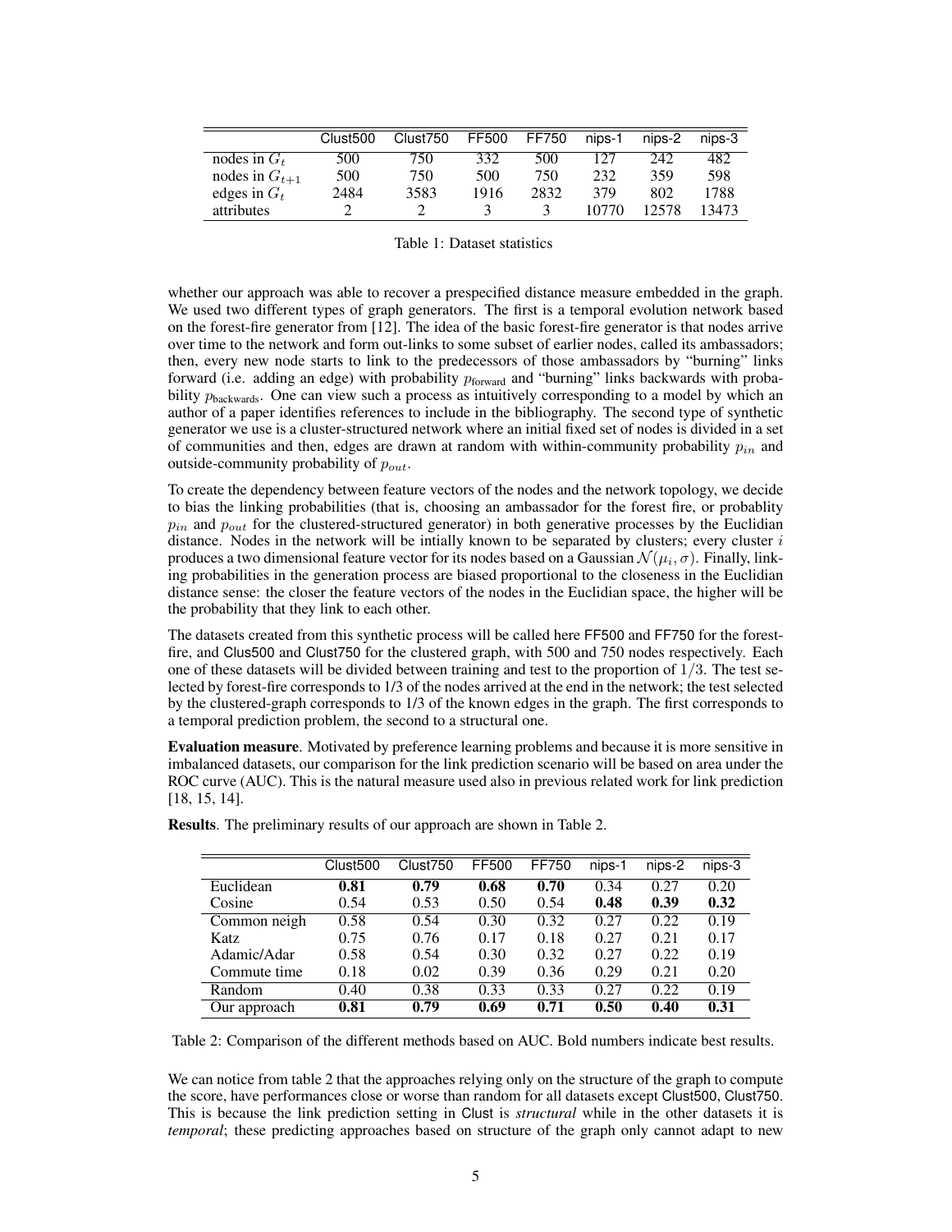|  | Clust500 | Clust750 | FF500 | FF750 | nips-1 | nips-2 | nips-3 |
|---|---|---|---|---|---|---|---|
| nodes in $G_t$ | 500 | 750 | 332 | 500 | 127 | 242 | 482 |
| nodes in $G_{t+1}$ | 500 | 750 | 500 | 750 | 232 | 359 | 598 |
| edges in $G_t$ | 2484 | 3583 | 1916 | 2832 | 379 | 802 | 1788 |
| attributes | 2 | 2 | 3 | 3 | 10770 | 12578 | 13473 |

Table 1: Dataset statistics

whether our approach was able to recover a prespecified distance measure embedded in the graph. We used two different types of graph generators. The first is a temporal evolution network based on the forest-fire generator from [12]. The idea of the basic forest-fire generator is that nodes arrive over time to the network and form out-links to some subset of earlier nodes, called its ambassadors; then, every new node starts to link to the predecessors of those ambassadors by "burning" links forward (i.e. adding an edge) with probability $p_{\text{forward}}$ and "burning" links backwards with probability $p_{\text{backwards}}$. One can view such a process as intuitively corresponding to a model by which an author of a paper identifies references to include in the bibliography. The second type of synthetic generator we use is a cluster-structured network where an initial fixed set of nodes is divided in a set of communities and then, edges are drawn at random with within-community probability $p_{in}$ and outside-community probability of $p_{out}$.

To create the dependency between feature vectors of the nodes and the network topology, we decide to bias the linking probabilities (that is, choosing an ambassador for the forest fire, or probablity $p_{in}$ and $p_{out}$ for the clustered-structured generator) in both generative processes by the Euclidian distance. Nodes in the network will be intially known to be separated by clusters; every cluster $i$ produces a two dimensional feature vector for its nodes based on a Gaussian $\mathcal{N}(\mu_i, \sigma)$. Finally, linking probabilities in the generation process are biased proportional to the closeness in the Euclidian distance sense: the closer the feature vectors of the nodes in the Euclidian space, the higher will be the probability that they link to each other.

The datasets created from this synthetic process will be called here FF500 and FF750 for the forest-fire, and Clus500 and Clust750 for the clustered graph, with 500 and 750 nodes respectively. Each one of these datasets will be divided between training and test to the proportion of $1/3$. The test selected by forest-fire corresponds to 1/3 of the nodes arrived at the end in the network; the test selected by the clustered-graph corresponds to 1/3 of the known edges in the graph. The first corresponds to a temporal prediction problem, the second to a structural one.

**Evaluation measure**. Motivated by preference learning problems and because it is more sensitive in imbalanced datasets, our comparison for the link prediction scenario will be based on area under the ROC curve (AUC). This is the natural measure used also in previous related work for link prediction [18, 15, 14].

**Results**. The preliminary results of our approach are shown in Table 2.

|  | Clust500 | Clust750 | FF500 | FF750 | nips-1 | nips-2 | nips-3 |
|---|---|---|---|---|---|---|---|
| Euclidean | **0.81** | **0.79** | **0.68** | **0.70** | 0.34 | 0.27 | 0.20 |
| Cosine | 0.54 | 0.53 | 0.50 | 0.54 | **0.48** | **0.39** | **0.32** |
| Common neigh | 0.58 | 0.54 | 0.30 | 0.32 | 0.27 | 0.22 | 0.19 |
| Katz | 0.75 | 0.76 | 0.17 | 0.18 | 0.27 | 0.21 | 0.17 |
| Adamic/Adar | 0.58 | 0.54 | 0.30 | 0.32 | 0.27 | 0.22 | 0.19 |
| Commute time | 0.18 | 0.02 | 0.39 | 0.36 | 0.29 | 0.21 | 0.20 |
| Random | 0.40 | 0.38 | 0.33 | 0.33 | 0.27 | 0.22 | 0.19 |
| Our approach | **0.81** | **0.79** | **0.69** | **0.71** | **0.50** | **0.40** | **0.31** |

Table 2: Comparison of the different methods based on AUC. Bold numbers indicate best results.

We can notice from table 2 that the approaches relying only on the structure of the graph to compute the score, have performances close or worse than random for all datasets except Clust500, Clust750. This is because the link prediction setting in Clust is *structural* while in the other datasets it is *temporal*; these predicting approaches based on structure of the graph only cannot adapt to new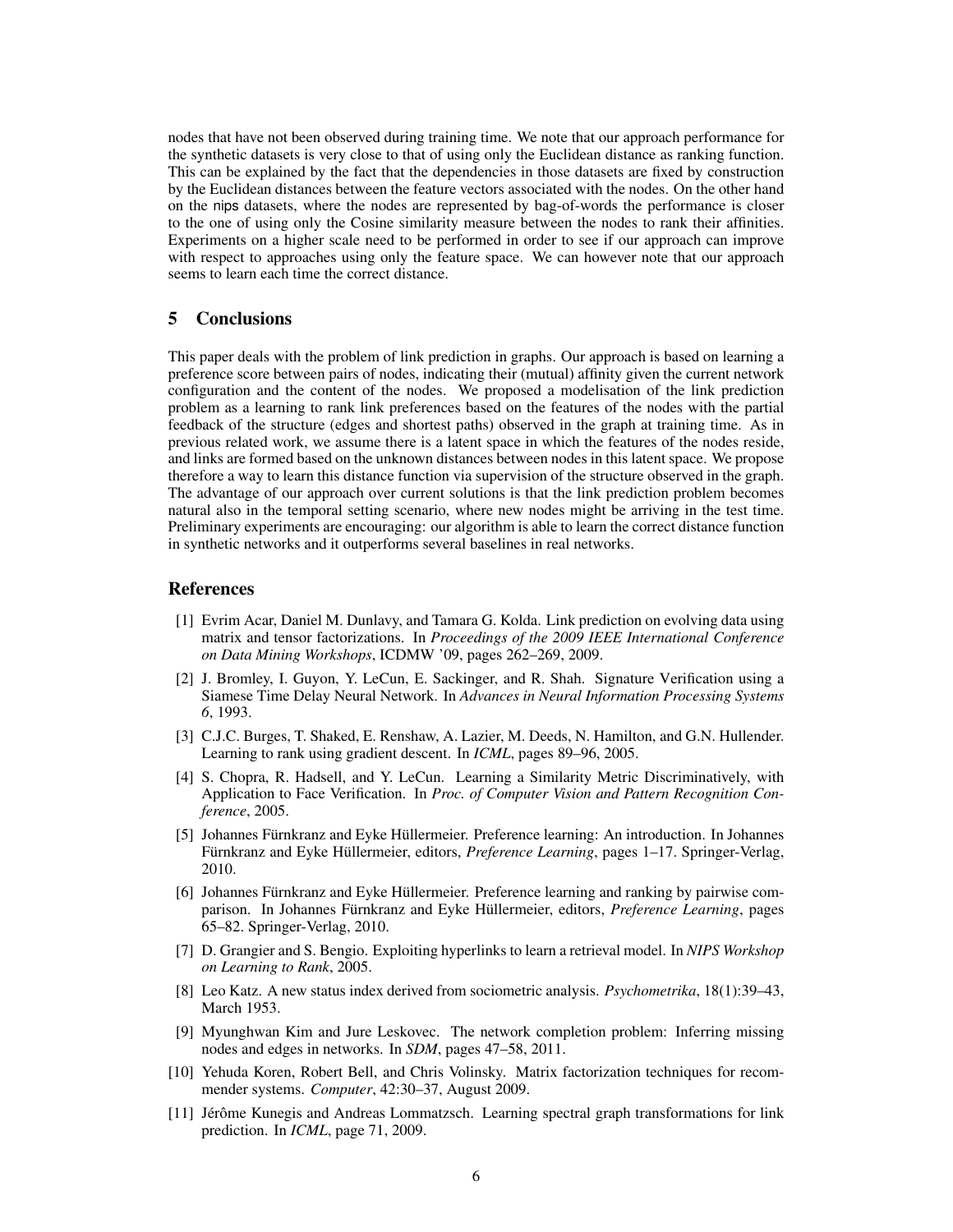nodes that have not been observed during training time. We note that our approach performance for the synthetic datasets is very close to that of using only the Euclidean distance as ranking function. This can be explained by the fact that the dependencies in those datasets are fixed by construction by the Euclidean distances between the feature vectors associated with the nodes. On the other hand on the nips datasets, where the nodes are represented by bag-of-words the performance is closer to the one of using only the Cosine similarity measure between the nodes to rank their affinities. Experiments on a higher scale need to be performed in order to see if our approach can improve with respect to approaches using only the feature space. We can however note that our approach seems to learn each time the correct distance.

## 5 Conclusions

This paper deals with the problem of link prediction in graphs. Our approach is based on learning a preference score between pairs of nodes, indicating their (mutual) affinity given the current network configuration and the content of the nodes. We proposed a modelisation of the link prediction problem as a learning to rank link preferences based on the features of the nodes with the partial feedback of the structure (edges and shortest paths) observed in the graph at training time. As in previous related work, we assume there is a latent space in which the features of the nodes reside, and links are formed based on the unknown distances between nodes in this latent space. We propose therefore a way to learn this distance function via supervision of the structure observed in the graph. The advantage of our approach over current solutions is that the link prediction problem becomes natural also in the temporal setting scenario, where new nodes might be arriving in the test time. Preliminary experiments are encouraging: our algorithm is able to learn the correct distance function in synthetic networks and it outperforms several baselines in real networks.

## References

[1] Evrim Acar, Daniel M. Dunlavy, and Tamara G. Kolda. Link prediction on evolving data using matrix and tensor factorizations. In *Proceedings of the 2009 IEEE International Conference on Data Mining Workshops*, ICDMW '09, pages 262–269, 2009.

[2] J. Bromley, I. Guyon, Y. LeCun, E. Sackinger, and R. Shah. Signature Verification using a Siamese Time Delay Neural Network. In *Advances in Neural Information Processing Systems 6*, 1993.

[3] C.J.C. Burges, T. Shaked, E. Renshaw, A. Lazier, M. Deeds, N. Hamilton, and G.N. Hullender. Learning to rank using gradient descent. In *ICML*, pages 89–96, 2005.

[4] S. Chopra, R. Hadsell, and Y. LeCun. Learning a Similarity Metric Discriminatively, with Application to Face Verification. In *Proc. of Computer Vision and Pattern Recognition Conference*, 2005.

[5] Johannes Fürnkranz and Eyke Hüllermeier. Preference learning: An introduction. In Johannes Fürnkranz and Eyke Hüllermeier, editors, *Preference Learning*, pages 1–17. Springer-Verlag, 2010.

[6] Johannes Fürnkranz and Eyke Hüllermeier. Preference learning and ranking by pairwise comparison. In Johannes Fürnkranz and Eyke Hüllermeier, editors, *Preference Learning*, pages 65–82. Springer-Verlag, 2010.

[7] D. Grangier and S. Bengio. Exploiting hyperlinks to learn a retrieval model. In *NIPS Workshop on Learning to Rank*, 2005.

[8] Leo Katz. A new status index derived from sociometric analysis. *Psychometrika*, 18(1):39–43, March 1953.

[9] Myunghwan Kim and Jure Leskovec. The network completion problem: Inferring missing nodes and edges in networks. In *SDM*, pages 47–58, 2011.

[10] Yehuda Koren, Robert Bell, and Chris Volinsky. Matrix factorization techniques for recommender systems. *Computer*, 42:30–37, August 2009.

[11] Jérôme Kunegis and Andreas Lommatzsch. Learning spectral graph transformations for link prediction. In *ICML*, page 71, 2009.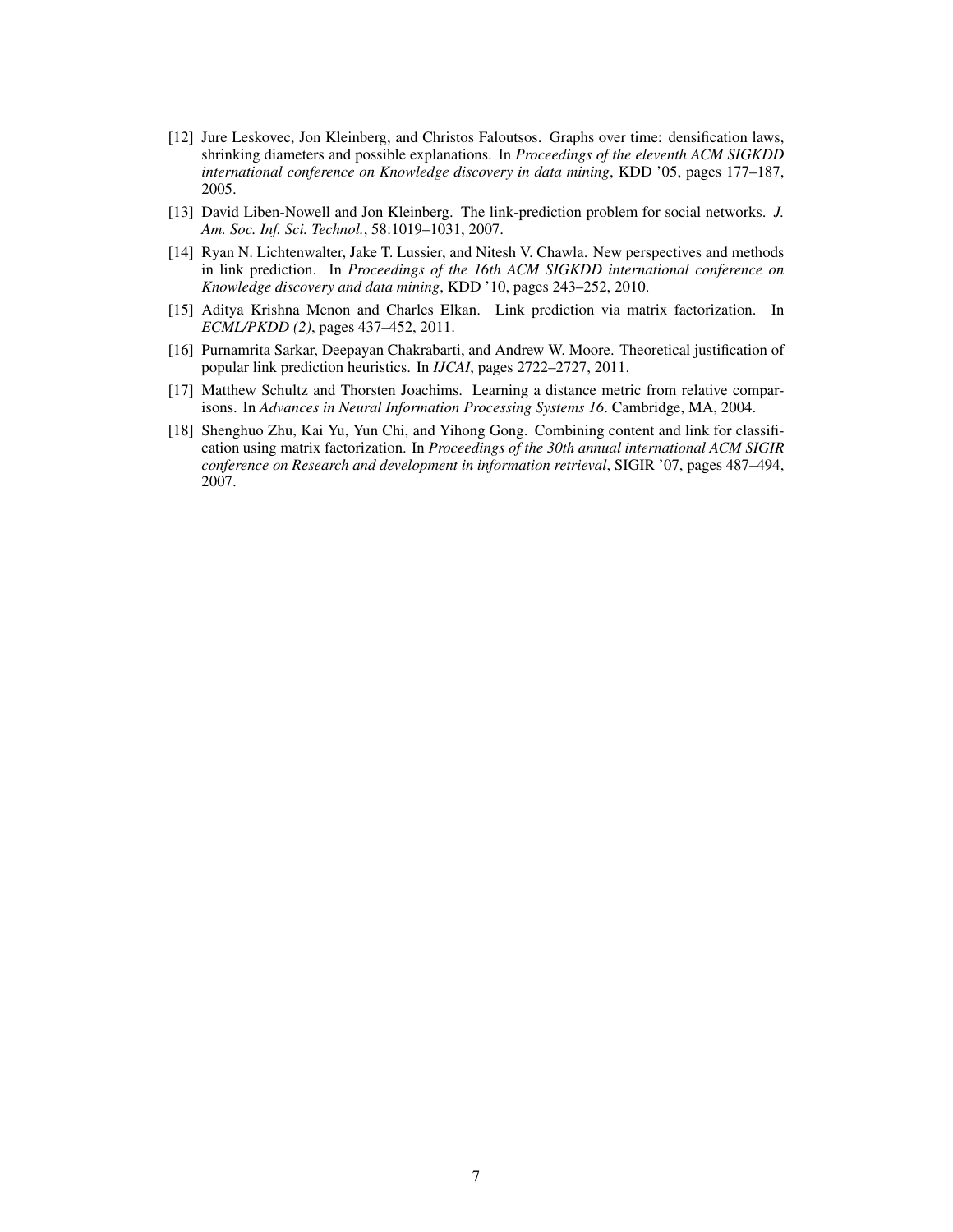[12] Jure Leskovec, Jon Kleinberg, and Christos Faloutsos. Graphs over time: densification laws, shrinking diameters and possible explanations. In *Proceedings of the eleventh ACM SIGKDD international conference on Knowledge discovery in data mining*, KDD '05, pages 177–187, 2005.

[13] David Liben-Nowell and Jon Kleinberg. The link-prediction problem for social networks. *J. Am. Soc. Inf. Sci. Technol.*, 58:1019–1031, 2007.

[14] Ryan N. Lichtenwalter, Jake T. Lussier, and Nitesh V. Chawla. New perspectives and methods in link prediction. In *Proceedings of the 16th ACM SIGKDD international conference on Knowledge discovery and data mining*, KDD '10, pages 243–252, 2010.

[15] Aditya Krishna Menon and Charles Elkan. Link prediction via matrix factorization. In *ECML/PKDD (2)*, pages 437–452, 2011.

[16] Purnamrita Sarkar, Deepayan Chakrabarti, and Andrew W. Moore. Theoretical justification of popular link prediction heuristics. In *IJCAI*, pages 2722–2727, 2011.

[17] Matthew Schultz and Thorsten Joachims. Learning a distance metric from relative comparisons. In *Advances in Neural Information Processing Systems 16*. Cambridge, MA, 2004.

[18] Shenghuo Zhu, Kai Yu, Yun Chi, and Yihong Gong. Combining content and link for classification using matrix factorization. In *Proceedings of the 30th annual international ACM SIGIR conference on Research and development in information retrieval*, SIGIR '07, pages 487–494, 2007.